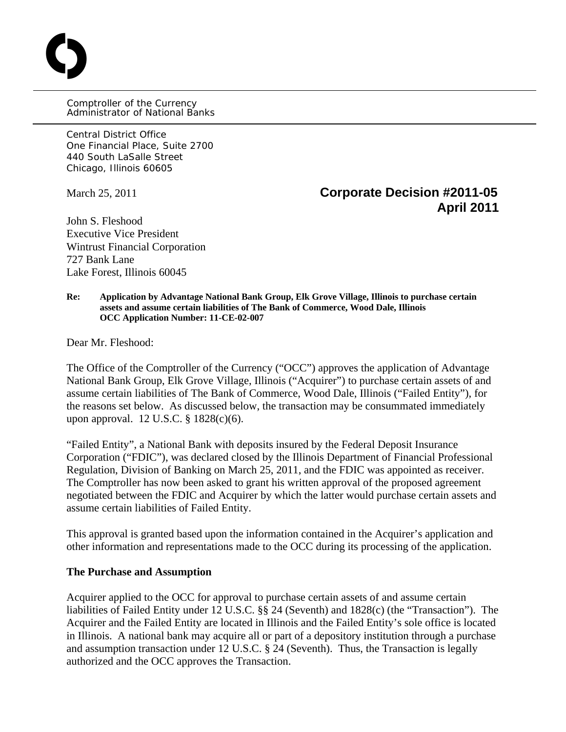Comptroller of the Currency
Administrator of National Banks

Central District Office
One Financial Place, Suite 2700
440 South LaSalle Street
Chicago, Illinois 60605

March 25, 2011

**Corporate Decision #2011-05**
**April 2011**

John S. Fleshood
Executive Vice President
Wintrust Financial Corporation
727 Bank Lane
Lake Forest, Illinois 60045

**Re: Application by Advantage National Bank Group, Elk Grove Village, Illinois to purchase certain assets and assume certain liabilities of The Bank of Commerce, Wood Dale, Illinois**
**OCC Application Number: 11-CE-02-007**

Dear Mr. Fleshood:

The Office of the Comptroller of the Currency ("OCC") approves the application of Advantage National Bank Group, Elk Grove Village, Illinois ("Acquirer") to purchase certain assets of and assume certain liabilities of The Bank of Commerce, Wood Dale, Illinois ("Failed Entity"), for the reasons set below. As discussed below, the transaction may be consummated immediately upon approval. 12 U.S.C. § 1828(c)(6).

"Failed Entity", a National Bank with deposits insured by the Federal Deposit Insurance Corporation ("FDIC"), was declared closed by the Illinois Department of Financial Professional Regulation, Division of Banking on March 25, 2011, and the FDIC was appointed as receiver. The Comptroller has now been asked to grant his written approval of the proposed agreement negotiated between the FDIC and Acquirer by which the latter would purchase certain assets and assume certain liabilities of Failed Entity.

This approval is granted based upon the information contained in the Acquirer's application and other information and representations made to the OCC during its processing of the application.

**The Purchase and Assumption**

Acquirer applied to the OCC for approval to purchase certain assets of and assume certain liabilities of Failed Entity under 12 U.S.C. §§ 24 (Seventh) and 1828(c) (the "Transaction"). The Acquirer and the Failed Entity are located in Illinois and the Failed Entity's sole office is located in Illinois. A national bank may acquire all or part of a depository institution through a purchase and assumption transaction under 12 U.S.C. § 24 (Seventh). Thus, the Transaction is legally authorized and the OCC approves the Transaction.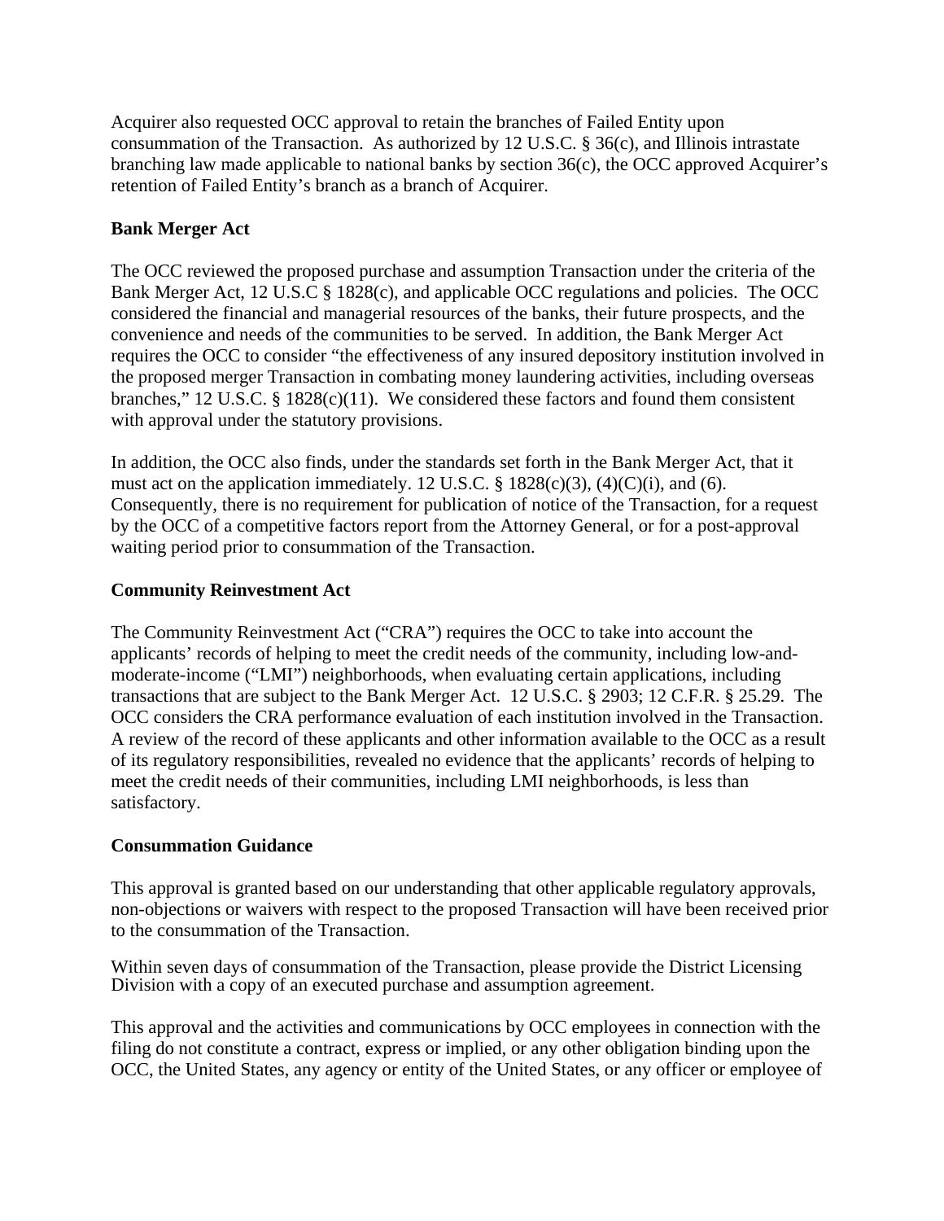Acquirer also requested OCC approval to retain the branches of Failed Entity upon consummation of the Transaction. As authorized by 12 U.S.C. § 36(c), and Illinois intrastate branching law made applicable to national banks by section 36(c), the OCC approved Acquirer's retention of Failed Entity's branch as a branch of Acquirer.

**Bank Merger Act**

The OCC reviewed the proposed purchase and assumption Transaction under the criteria of the Bank Merger Act, 12 U.S.C § 1828(c), and applicable OCC regulations and policies. The OCC considered the financial and managerial resources of the banks, their future prospects, and the convenience and needs of the communities to be served. In addition, the Bank Merger Act requires the OCC to consider "the effectiveness of any insured depository institution involved in the proposed merger Transaction in combating money laundering activities, including overseas branches," 12 U.S.C. § 1828(c)(11). We considered these factors and found them consistent with approval under the statutory provisions.

In addition, the OCC also finds, under the standards set forth in the Bank Merger Act, that it must act on the application immediately. 12 U.S.C. § 1828(c)(3), (4)(C)(i), and (6). Consequently, there is no requirement for publication of notice of the Transaction, for a request by the OCC of a competitive factors report from the Attorney General, or for a post-approval waiting period prior to consummation of the Transaction.

**Community Reinvestment Act**

The Community Reinvestment Act ("CRA") requires the OCC to take into account the applicants' records of helping to meet the credit needs of the community, including low-and-moderate-income ("LMI") neighborhoods, when evaluating certain applications, including transactions that are subject to the Bank Merger Act. 12 U.S.C. § 2903; 12 C.F.R. § 25.29. The OCC considers the CRA performance evaluation of each institution involved in the Transaction. A review of the record of these applicants and other information available to the OCC as a result of its regulatory responsibilities, revealed no evidence that the applicants' records of helping to meet the credit needs of their communities, including LMI neighborhoods, is less than satisfactory.

**Consummation Guidance**

This approval is granted based on our understanding that other applicable regulatory approvals, non-objections or waivers with respect to the proposed Transaction will have been received prior to the consummation of the Transaction.

Within seven days of consummation of the Transaction, please provide the District Licensing Division with a copy of an executed purchase and assumption agreement.

This approval and the activities and communications by OCC employees in connection with the filing do not constitute a contract, express or implied, or any other obligation binding upon the OCC, the United States, any agency or entity of the United States, or any officer or employee of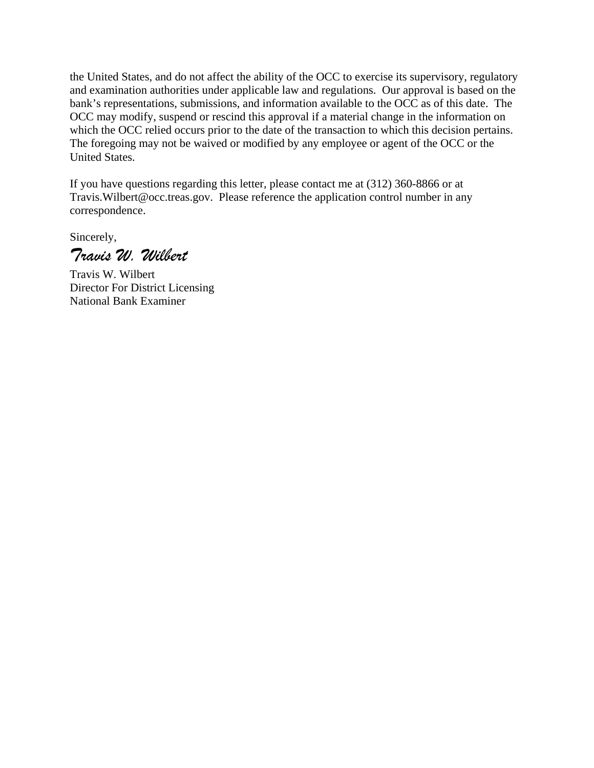the United States, and do not affect the ability of the OCC to exercise its supervisory, regulatory and examination authorities under applicable law and regulations. Our approval is based on the bank's representations, submissions, and information available to the OCC as of this date. The OCC may modify, suspend or rescind this approval if a material change in the information on which the OCC relied occurs prior to the date of the transaction to which this decision pertains. The foregoing may not be waived or modified by any employee or agent of the OCC or the United States.

If you have questions regarding this letter, please contact me at (312) 360-8866 or at Travis.Wilbert@occ.treas.gov. Please reference the application control number in any correspondence.

Sincerely,

*Travis W. Wilbert*

Travis W. Wilbert
Director For District Licensing
National Bank Examiner